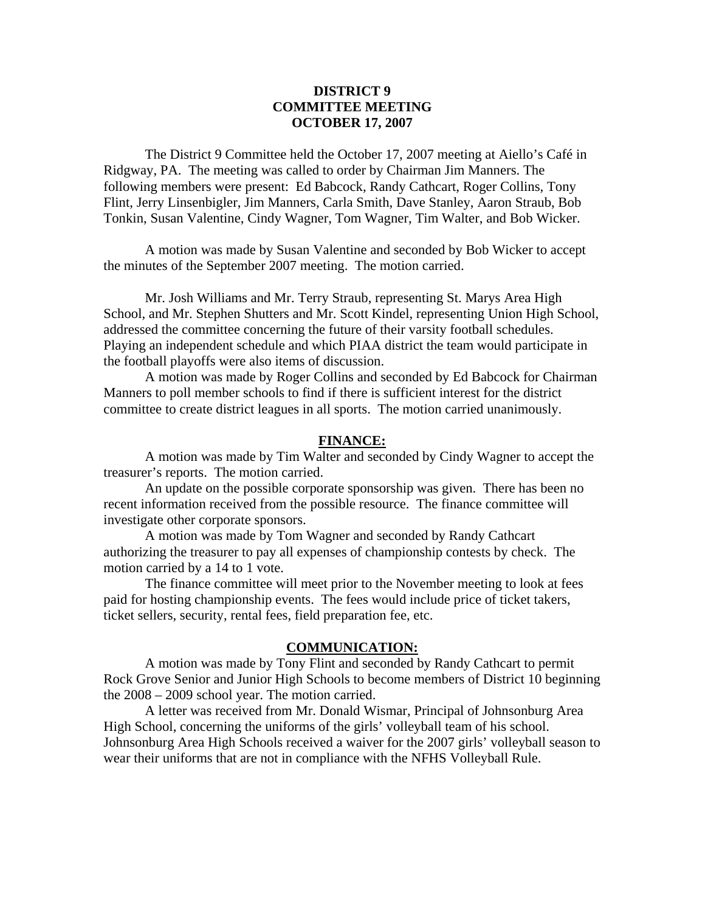# DISTRICT 9
## COMMITTEE MEETING
## OCTOBER 17, 2007

The District 9 Committee held the October 17, 2007 meeting at Aiello's Café in Ridgway, PA. The meeting was called to order by Chairman Jim Manners. The following members were present: Ed Babcock, Randy Cathcart, Roger Collins, Tony Flint, Jerry Linsenbigler, Jim Manners, Carla Smith, Dave Stanley, Aaron Straub, Bob Tonkin, Susan Valentine, Cindy Wagner, Tom Wagner, Tim Walter, and Bob Wicker.

A motion was made by Susan Valentine and seconded by Bob Wicker to accept the minutes of the September 2007 meeting. The motion carried.

Mr. Josh Williams and Mr. Terry Straub, representing St. Marys Area High School, and Mr. Stephen Shutters and Mr. Scott Kindel, representing Union High School, addressed the committee concerning the future of their varsity football schedules. Playing an independent schedule and which PIAA district the team would participate in the football playoffs were also items of discussion.

A motion was made by Roger Collins and seconded by Ed Babcock for Chairman Manners to poll member schools to find if there is sufficient interest for the district committee to create district leagues in all sports. The motion carried unanimously.

## FINANCE:

A motion was made by Tim Walter and seconded by Cindy Wagner to accept the treasurer's reports. The motion carried.

An update on the possible corporate sponsorship was given. There has been no recent information received from the possible resource. The finance committee will investigate other corporate sponsors.

A motion was made by Tom Wagner and seconded by Randy Cathcart authorizing the treasurer to pay all expenses of championship contests by check. The motion carried by a 14 to 1 vote.

The finance committee will meet prior to the November meeting to look at fees paid for hosting championship events. The fees would include price of ticket takers, ticket sellers, security, rental fees, field preparation fee, etc.

## COMMUNICATION:

A motion was made by Tony Flint and seconded by Randy Cathcart to permit Rock Grove Senior and Junior High Schools to become members of District 10 beginning the 2008 – 2009 school year. The motion carried.

A letter was received from Mr. Donald Wismar, Principal of Johnsonburg Area High School, concerning the uniforms of the girls' volleyball team of his school. Johnsonburg Area High Schools received a waiver for the 2007 girls' volleyball season to wear their uniforms that are not in compliance with the NFHS Volleyball Rule.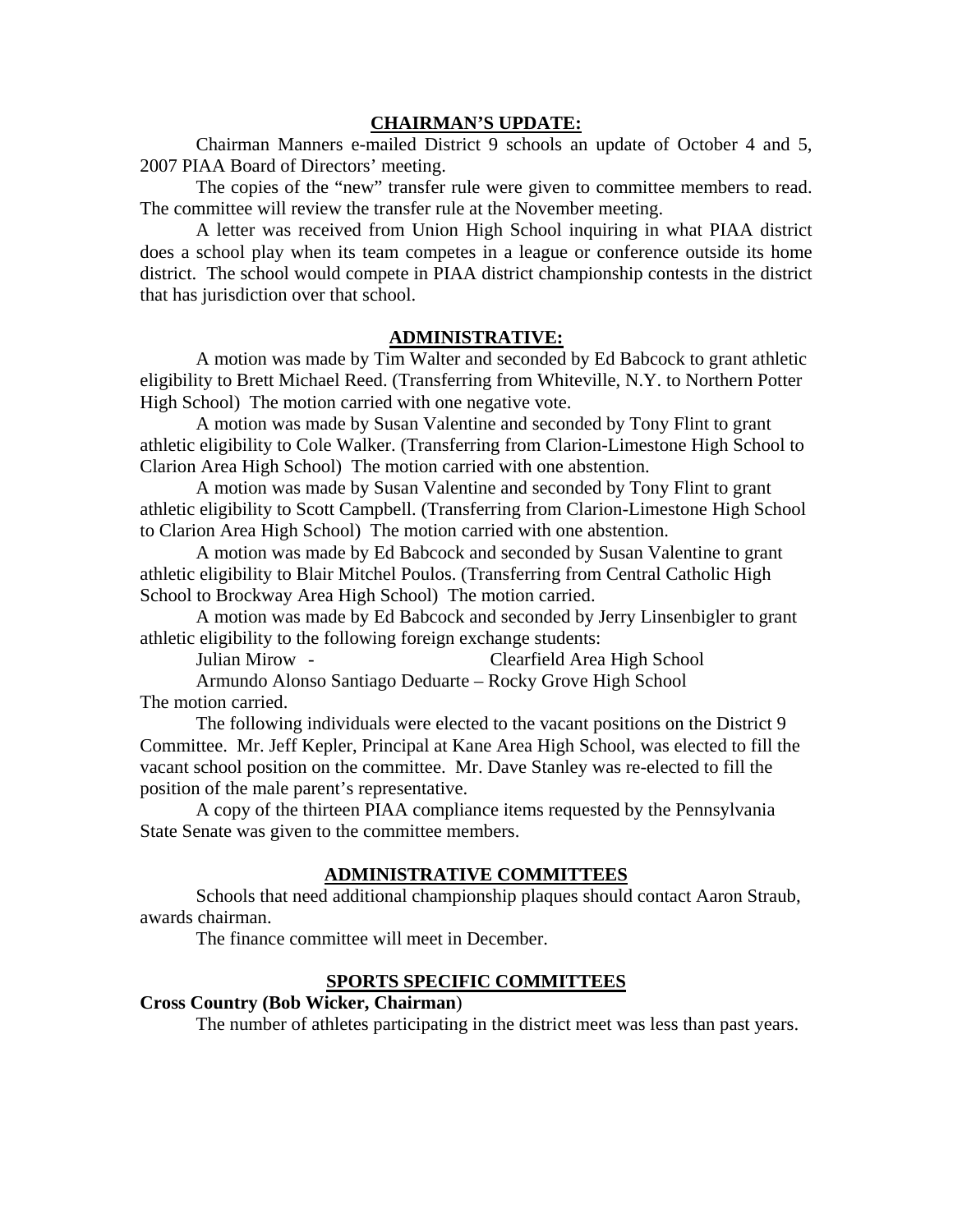## CHAIRMAN'S UPDATE:

Chairman Manners e-mailed District 9 schools an update of October 4 and 5, 2007 PIAA Board of Directors' meeting.

The copies of the "new" transfer rule were given to committee members to read. The committee will review the transfer rule at the November meeting.

A letter was received from Union High School inquiring in what PIAA district does a school play when its team competes in a league or conference outside its home district. The school would compete in PIAA district championship contests in the district that has jurisdiction over that school.

## ADMINISTRATIVE:

A motion was made by Tim Walter and seconded by Ed Babcock to grant athletic eligibility to Brett Michael Reed. (Transferring from Whiteville, N.Y. to Northern Potter High School) The motion carried with one negative vote.

A motion was made by Susan Valentine and seconded by Tony Flint to grant athletic eligibility to Cole Walker. (Transferring from Clarion-Limestone High School to Clarion Area High School) The motion carried with one abstention.

A motion was made by Susan Valentine and seconded by Tony Flint to grant athletic eligibility to Scott Campbell. (Transferring from Clarion-Limestone High School to Clarion Area High School) The motion carried with one abstention.

A motion was made by Ed Babcock and seconded by Susan Valentine to grant athletic eligibility to Blair Mitchel Poulos. (Transferring from Central Catholic High School to Brockway Area High School) The motion carried.

A motion was made by Ed Babcock and seconded by Jerry Linsenbigler to grant athletic eligibility to the following foreign exchange students:

Julian Mirow - Clearfield Area High School

Armundo Alonso Santiago Deduarte – Rocky Grove High School

The motion carried.

The following individuals were elected to the vacant positions on the District 9 Committee. Mr. Jeff Kepler, Principal at Kane Area High School, was elected to fill the vacant school position on the committee. Mr. Dave Stanley was re-elected to fill the position of the male parent's representative.

A copy of the thirteen PIAA compliance items requested by the Pennsylvania State Senate was given to the committee members.

## ADMINISTRATIVE COMMITTEES

Schools that need additional championship plaques should contact Aaron Straub, awards chairman.

The finance committee will meet in December.

## SPORTS SPECIFIC COMMITTEES

**Cross Country (Bob Wicker, Chairman)**

The number of athletes participating in the district meet was less than past years.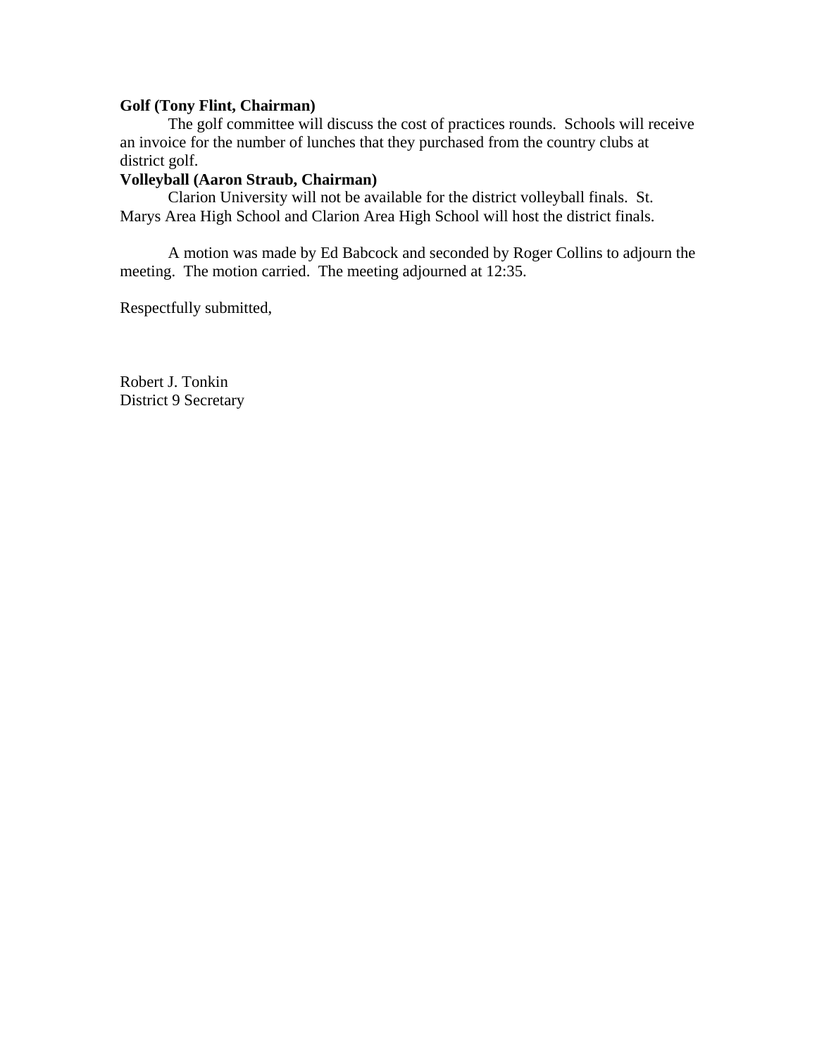**Golf (Tony Flint, Chairman)**

The golf committee will discuss the cost of practices rounds. Schools will receive an invoice for the number of lunches that they purchased from the country clubs at district golf.

**Volleyball (Aaron Straub, Chairman)**

Clarion University will not be available for the district volleyball finals. St. Marys Area High School and Clarion Area High School will host the district finals.

A motion was made by Ed Babcock and seconded by Roger Collins to adjourn the meeting. The motion carried. The meeting adjourned at 12:35.

Respectfully submitted,

Robert J. Tonkin
District 9 Secretary